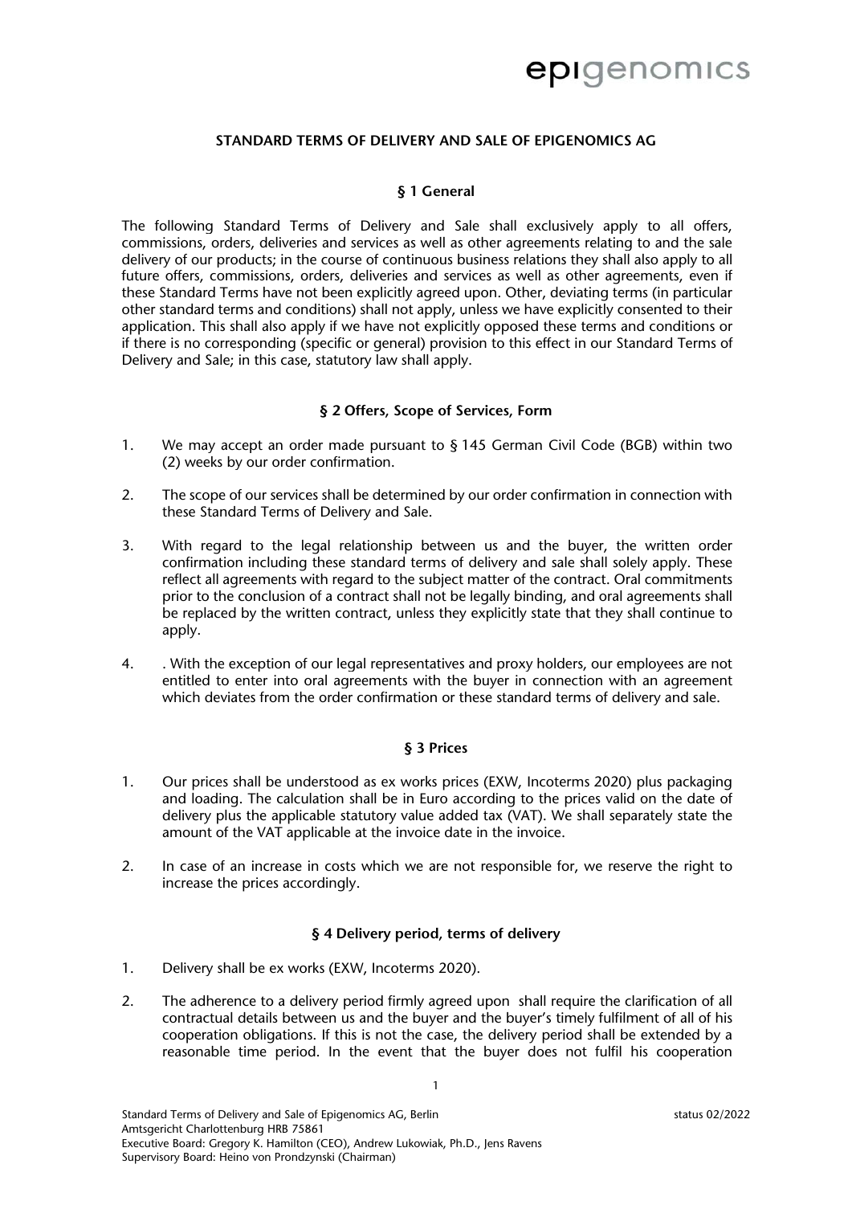# STANDARD TERMS OF DELIVERY AND SALE OF EPIGENOMICS AG

## § 1 General

The following Standard Terms of Delivery and Sale shall exclusively apply to all offers, commissions, orders, deliveries and services as well as other agreements relating to and the sale delivery of our products; in the course of continuous business relations they shall also apply to all future offers, commissions, orders, deliveries and services as well as other agreements, even if these Standard Terms have not been explicitly agreed upon. Other, deviating terms (in particular other standard terms and conditions) shall not apply, unless we have explicitly consented to their application. This shall also apply if we have not explicitly opposed these terms and conditions or if there is no corresponding (specific or general) provision to this effect in our Standard Terms of Delivery and Sale; in this case, statutory law shall apply.

## § 2 Offers, Scope of Services, Form

1. We may accept an order made pursuant to § 145 German Civil Code (BGB) within two (2) weeks by our order confirmation.
2. The scope of our services shall be determined by our order confirmation in connection with these Standard Terms of Delivery and Sale.
3. With regard to the legal relationship between us and the buyer, the written order confirmation including these standard terms of delivery and sale shall solely apply. These reflect all agreements with regard to the subject matter of the contract. Oral commitments prior to the conclusion of a contract shall not be legally binding, and oral agreements shall be replaced by the written contract, unless they explicitly state that they shall continue to apply.
4. . With the exception of our legal representatives and proxy holders, our employees are not entitled to enter into oral agreements with the buyer in connection with an agreement which deviates from the order confirmation or these standard terms of delivery and sale.

## § 3 Prices

1. Our prices shall be understood as ex works prices (EXW, Incoterms 2020) plus packaging and loading. The calculation shall be in Euro according to the prices valid on the date of delivery plus the applicable statutory value added tax (VAT). We shall separately state the amount of the VAT applicable at the invoice date in the invoice.
2. In case of an increase in costs which we are not responsible for, we reserve the right to increase the prices accordingly.

## § 4 Delivery period, terms of delivery

1. Delivery shall be ex works (EXW, Incoterms 2020).
2. The adherence to a delivery period firmly agreed upon shall require the clarification of all contractual details between us and the buyer and the buyer's timely fulfilment of all of his cooperation obligations. If this is not the case, the delivery period shall be extended by a reasonable time period. In the event that the buyer does not fulfil his cooperation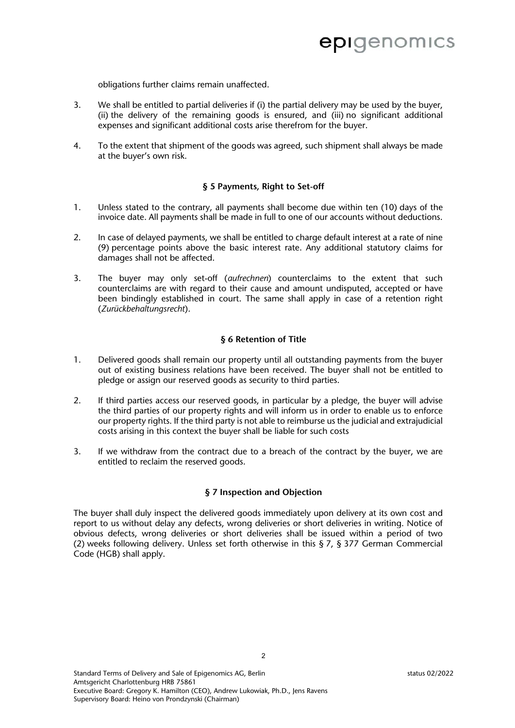obligations further claims remain unaffected.

3. We shall be entitled to partial deliveries if (i) the partial delivery may be used by the buyer, (ii) the delivery of the remaining goods is ensured, and (iii) no significant additional expenses and significant additional costs arise therefrom for the buyer.

4. To the extent that shipment of the goods was agreed, such shipment shall always be made at the buyer's own risk.

### § 5 Payments, Right to Set-off

1. Unless stated to the contrary, all payments shall become due within ten (10) days of the invoice date. All payments shall be made in full to one of our accounts without deductions.

2. In case of delayed payments, we shall be entitled to charge default interest at a rate of nine (9) percentage points above the basic interest rate. Any additional statutory claims for damages shall not be affected.

3. The buyer may only set-off (*aufrechnen*) counterclaims to the extent that such counterclaims are with regard to their cause and amount undisputed, accepted or have been bindingly established in court. The same shall apply in case of a retention right (*Zurückbehaltungsrecht*).

### § 6 Retention of Title

1. Delivered goods shall remain our property until all outstanding payments from the buyer out of existing business relations have been received. The buyer shall not be entitled to pledge or assign our reserved goods as security to third parties.

2. If third parties access our reserved goods, in particular by a pledge, the buyer will advise the third parties of our property rights and will inform us in order to enable us to enforce our property rights. If the third party is not able to reimburse us the judicial and extrajudicial costs arising in this context the buyer shall be liable for such costs

3. If we withdraw from the contract due to a breach of the contract by the buyer, we are entitled to reclaim the reserved goods.

### § 7 Inspection and Objection

The buyer shall duly inspect the delivered goods immediately upon delivery at its own cost and report to us without delay any defects, wrong deliveries or short deliveries in writing. Notice of obvious defects, wrong deliveries or short deliveries shall be issued within a period of two (2) weeks following delivery. Unless set forth otherwise in this § 7, § 377 German Commercial Code (HGB) shall apply.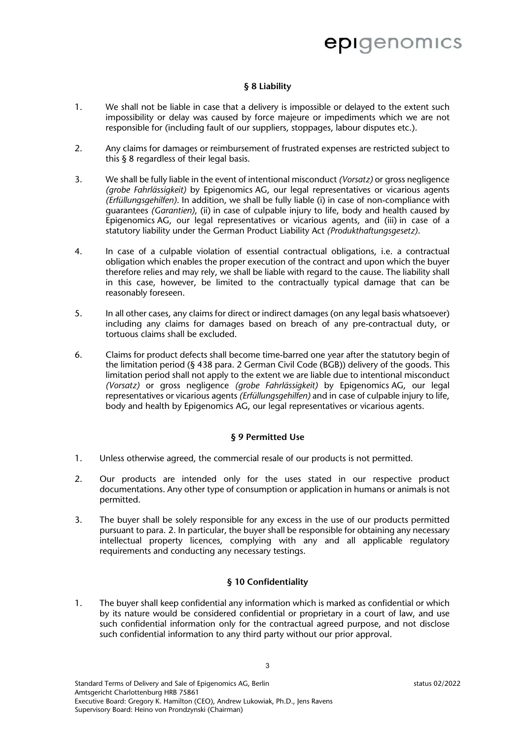## § 8 Liability

1. We shall not be liable in case that a delivery is impossible or delayed to the extent such impossibility or delay was caused by force majeure or impediments which we are not responsible for (including fault of our suppliers, stoppages, labour disputes etc.).

2. Any claims for damages or reimbursement of frustrated expenses are restricted subject to this § 8 regardless of their legal basis.

3. We shall be fully liable in the event of intentional misconduct *(Vorsatz)* or gross negligence *(grobe Fahrlässigkeit)* by Epigenomics AG, our legal representatives or vicarious agents *(Erfüllungsgehilfen)*. In addition, we shall be fully liable (i) in case of non-compliance with guarantees *(Garantien)*, (ii) in case of culpable injury to life, body and health caused by Epigenomics AG, our legal representatives or vicarious agents, and (iii) in case of a statutory liability under the German Product Liability Act *(Produkthaftungsgesetz)*.

4. In case of a culpable violation of essential contractual obligations, i.e. a contractual obligation which enables the proper execution of the contract and upon which the buyer therefore relies and may rely, we shall be liable with regard to the cause. The liability shall in this case, however, be limited to the contractually typical damage that can be reasonably foreseen.

5. In all other cases, any claims for direct or indirect damages (on any legal basis whatsoever) including any claims for damages based on breach of any pre-contractual duty, or tortuous claims shall be excluded.

6. Claims for product defects shall become time-barred one year after the statutory begin of the limitation period (§ 438 para. 2 German Civil Code (BGB)) delivery of the goods. This limitation period shall not apply to the extent we are liable due to intentional misconduct *(Vorsatz)* or gross negligence *(grobe Fahrlässigkeit)* by Epigenomics AG, our legal representatives or vicarious agents *(Erfüllungsgehilfen)* and in case of culpable injury to life, body and health by Epigenomics AG, our legal representatives or vicarious agents.

## § 9 Permitted Use

1. Unless otherwise agreed, the commercial resale of our products is not permitted.

2. Our products are intended only for the uses stated in our respective product documentations. Any other type of consumption or application in humans or animals is not permitted.

3. The buyer shall be solely responsible for any excess in the use of our products permitted pursuant to para. 2. In particular, the buyer shall be responsible for obtaining any necessary intellectual property licences, complying with any and all applicable regulatory requirements and conducting any necessary testings.

## § 10 Confidentiality

1. The buyer shall keep confidential any information which is marked as confidential or which by its nature would be considered confidential or proprietary in a court of law, and use such confidential information only for the contractual agreed purpose, and not disclose such confidential information to any third party without our prior approval.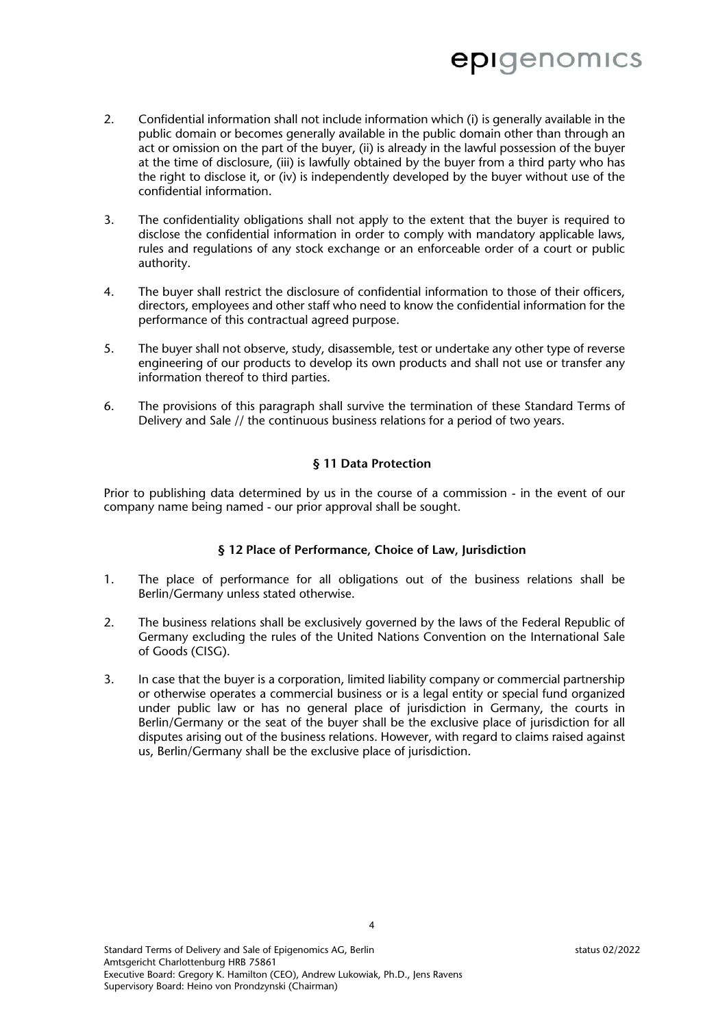2. Confidential information shall not include information which (i) is generally available in the public domain or becomes generally available in the public domain other than through an act or omission on the part of the buyer, (ii) is already in the lawful possession of the buyer at the time of disclosure, (iii) is lawfully obtained by the buyer from a third party who has the right to disclose it, or (iv) is independently developed by the buyer without use of the confidential information.

3. The confidentiality obligations shall not apply to the extent that the buyer is required to disclose the confidential information in order to comply with mandatory applicable laws, rules and regulations of any stock exchange or an enforceable order of a court or public authority.

4. The buyer shall restrict the disclosure of confidential information to those of their officers, directors, employees and other staff who need to know the confidential information for the performance of this contractual agreed purpose.

5. The buyer shall not observe, study, disassemble, test or undertake any other type of reverse engineering of our products to develop its own products and shall not use or transfer any information thereof to third parties.

6. The provisions of this paragraph shall survive the termination of these Standard Terms of Delivery and Sale // the continuous business relations for a period of two years.

### § 11 Data Protection

Prior to publishing data determined by us in the course of a commission - in the event of our company name being named - our prior approval shall be sought.

### § 12 Place of Performance, Choice of Law, Jurisdiction

1. The place of performance for all obligations out of the business relations shall be Berlin/Germany unless stated otherwise.

2. The business relations shall be exclusively governed by the laws of the Federal Republic of Germany excluding the rules of the United Nations Convention on the International Sale of Goods (CISG).

3. In case that the buyer is a corporation, limited liability company or commercial partnership or otherwise operates a commercial business or is a legal entity or special fund organized under public law or has no general place of jurisdiction in Germany, the courts in Berlin/Germany or the seat of the buyer shall be the exclusive place of jurisdiction for all disputes arising out of the business relations. However, with regard to claims raised against us, Berlin/Germany shall be the exclusive place of jurisdiction.